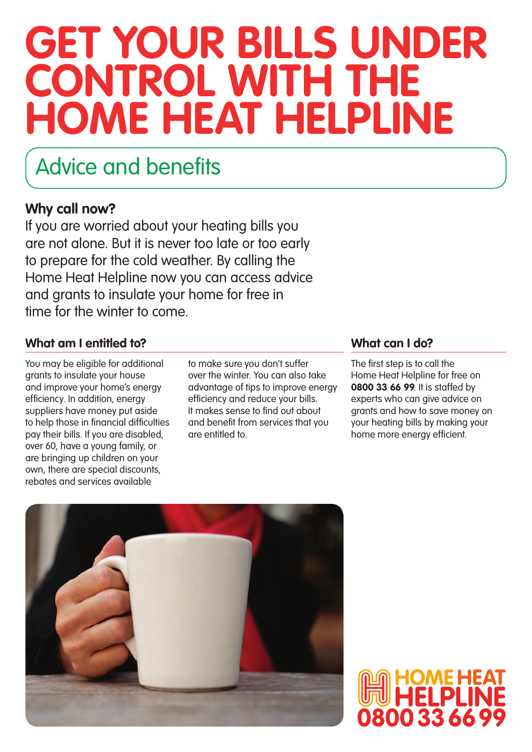# GET YOUR BILLS UNDER CONTROL WITH THE HOME HEAT HELPLINE

## Advice and benefits

### Why call now?

If you are worried about your heating bills you are not alone. But it is never too late or too early to prepare for the cold weather. By calling the Home Heat Helpline now you can access advice and grants to insulate your home for free in time for the winter to come.

### What am I entitled to?

You may be eligible for additional grants to insulate your house and improve your home's energy efficiency. In addition, energy suppliers have money put aside to help those in financial difficulties pay their bills. If you are disabled, over 60, have a young family, or are bringing up children on your own, there are special discounts, rebates and services available to make sure you don't suffer over the winter. You can also take advantage of tips to improve energy efficiency and reduce your bills. It makes sense to find out about and benefit from services that you are entitled to.

### What can I do?

The first step is to call the Home Heat Helpline for free on **0800 33 66 99**. It is staffed by experts who can give advice on grants and how to save money on your heating bills by making your home more energy efficient.

HOME HEAT HELPLINE
0800 33 66 99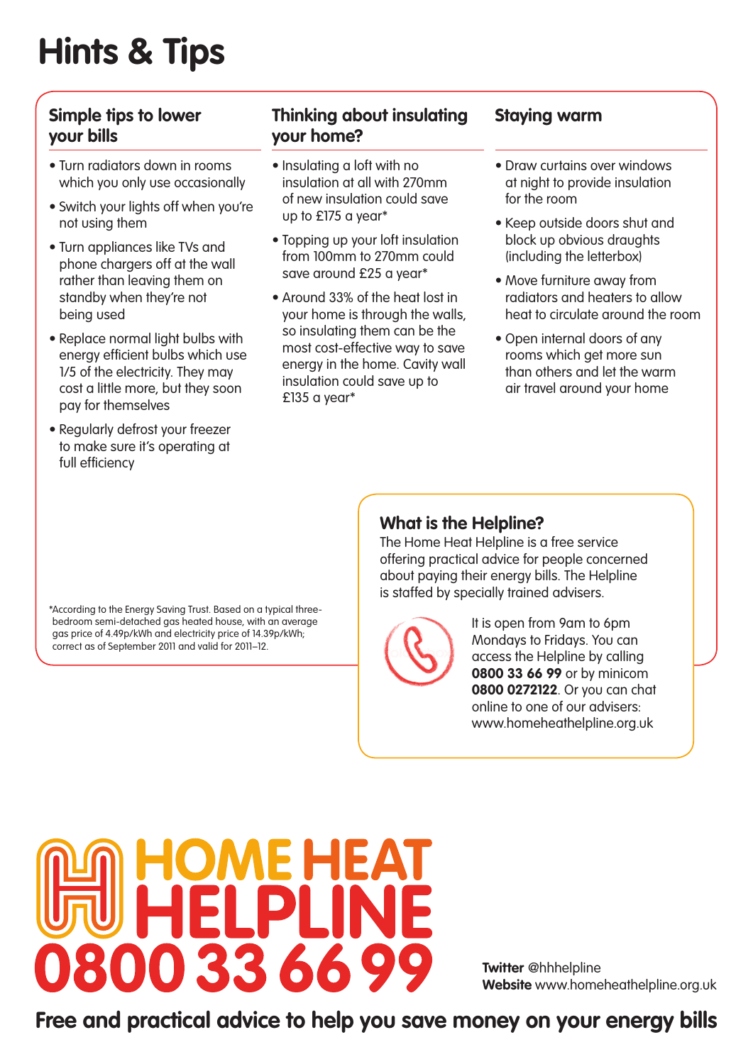# Hints & Tips

## Simple tips to lower your bills

- Turn radiators down in rooms which you only use occasionally
- Switch your lights off when you're not using them
- Turn appliances like TVs and phone chargers off at the wall rather than leaving them on standby when they're not being used
- Replace normal light bulbs with energy efficient bulbs which use 1/5 of the electricity. They may cost a little more, but they soon pay for themselves
- Regularly defrost your freezer to make sure it's operating at full efficiency

## Thinking about insulating your home?

- Insulating a loft with no insulation at all with 270mm of new insulation could save up to £175 a year*
- Topping up your loft insulation from 100mm to 270mm could save around £25 a year*
- Around 33% of the heat lost in your home is through the walls, so insulating them can be the most cost-effective way to save energy in the home. Cavity wall insulation could save up to £135 a year*

## Staying warm

- Draw curtains over windows at night to provide insulation for the room
- Keep outside doors shut and block up obvious draughts (including the letterbox)
- Move furniture away from radiators and heaters to allow heat to circulate around the room
- Open internal doors of any rooms which get more sun than others and let the warm air travel around your home

*According to the Energy Saving Trust. Based on a typical three-bedroom semi-detached gas heated house, with an average gas price of 4.49p/kWh and electricity price of 14.39p/kWh; correct as of September 2011 and valid for 2011–12.

## What is the Helpline?

The Home Heat Helpline is a free service offering practical advice for people concerned about paying their energy bills. The Helpline is staffed by specially trained advisers.

It is open from 9am to 6pm Mondays to Fridays. You can access the Helpline by calling **0800 33 66 99** or by minicom **0800 0272122**. Or you can chat online to one of our advisers: www.homeheathelpline.org.uk

# HOME HEAT HELPLINE 0800 33 66 99

**Twitter** @hhhelpline
**Website** www.homeheathelpline.org.uk

**Free and practical advice to help you save money on your energy bills**